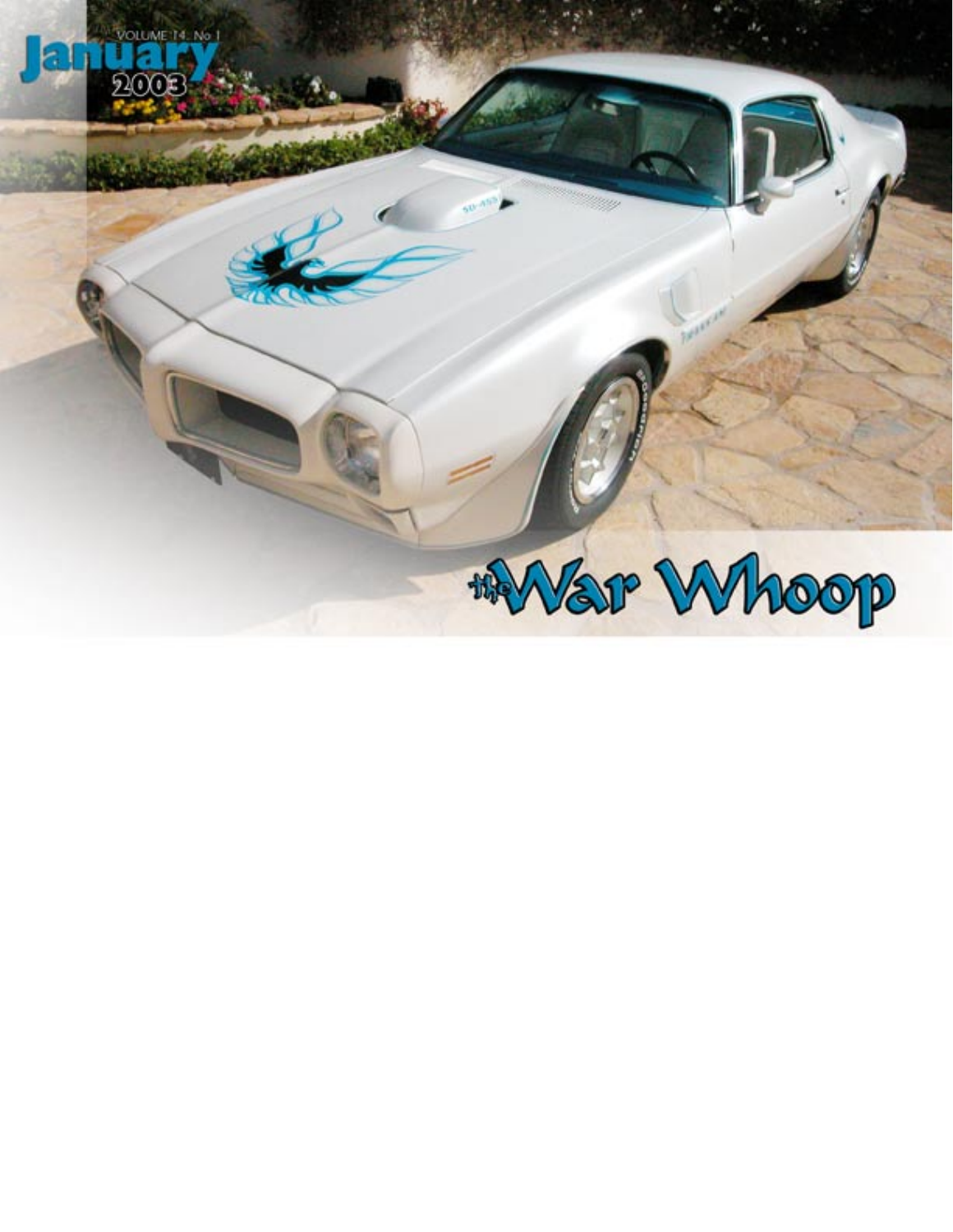VOLUME 14, No 1

January 2003

# the War Whoop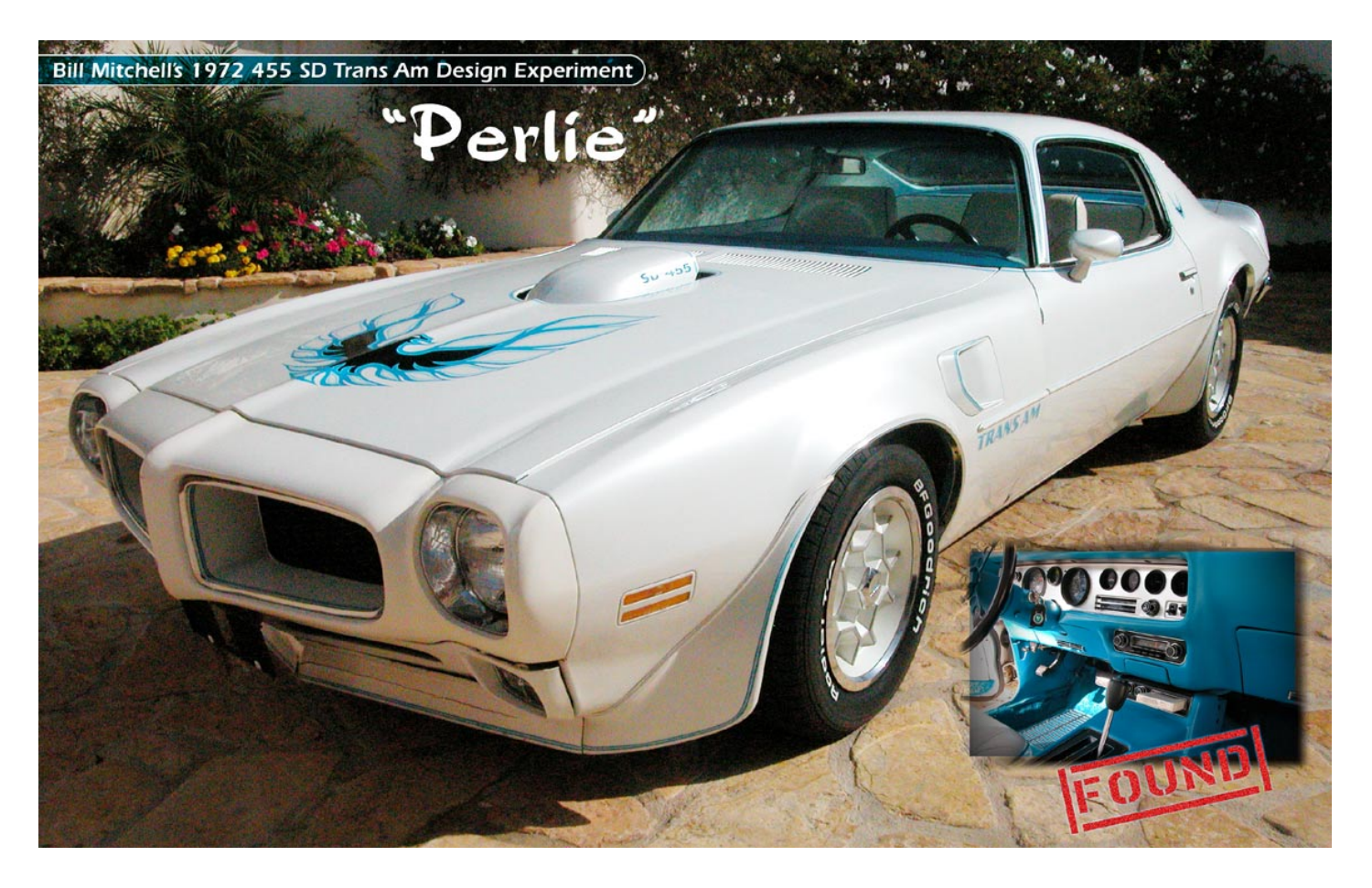Bill Mitchell's 1972 455 SD Trans Am Design Experiment

# "Perlie"

FOUND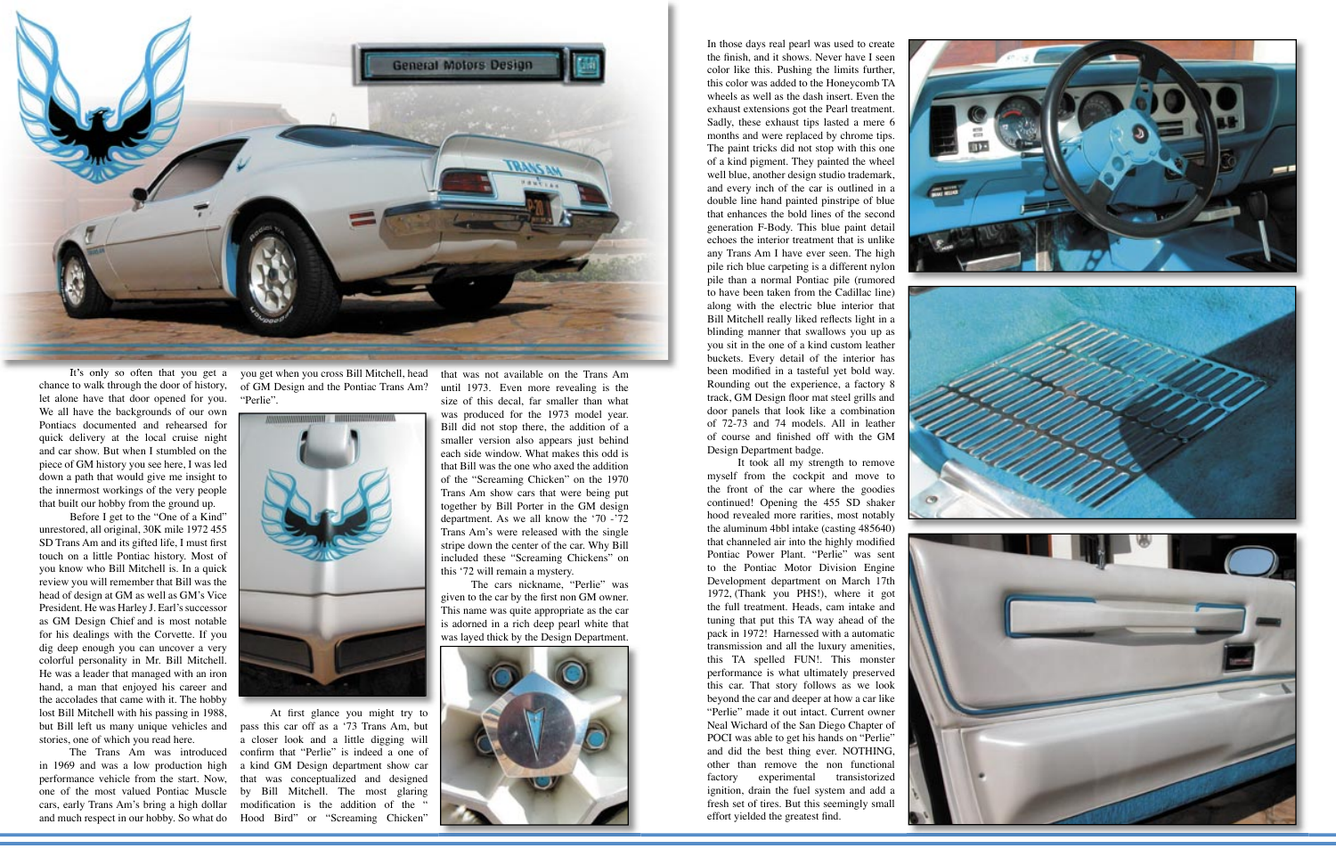It's only so often that you get a chance to walk through the door of history, let alone have that door opened for you. We all have the backgrounds of our own Pontiacs documented and rehearsed for quick delivery at the local cruise night and car show. But when I stumbled on the piece of GM history you see here, I was led down a path that would give me insight to the innermost workings of the very people that built our hobby from the ground up.

Before I get to the "One of a Kind" unrestored, all original, 30K mile 1972 455 SD Trans Am and its gifted life, I must first touch on a little Pontiac history. Most of you know who Bill Mitchell is. In a quick review you will remember that Bill was the head of design at GM as well as GM's Vice President. He was Harley J. Earl's successor as GM Design Chief and is most notable for his dealings with the Corvette. If you dig deep enough you can uncover a very colorful personality in Mr. Bill Mitchell. He was a leader that managed with an iron hand, a man that enjoyed his career and the accolades that came with it. The hobby lost Bill Mitchell with his passing in 1988, but Bill left us many unique vehicles and stories, one of which you read here.

The Trans Am was introduced in 1969 and was a low production high performance vehicle from the start. Now, one of the most valued Pontiac Muscle cars, early Trans Am's bring a high dollar and much respect in our hobby. So what do you get when you cross Bill Mitchell, head of GM Design and the Pontiac Trans Am? "Perlie".

At first glance you might try to pass this car off as a '73 Trans Am, but a closer look and a little digging will confirm that "Perlie" is indeed a one of a kind GM Design department show car that was conceptualized and designed by Bill Mitchell. The most glaring modification is the addition of the " Hood Bird" or "Screaming Chicken" that was not available on the Trans Am until 1973. Even more revealing is the size of this decal, far smaller than what was produced for the 1973 model year. Bill did not stop there, the addition of a smaller version also appears just behind each side window. What makes this odd is that Bill was the one who axed the addition of the "Screaming Chicken" on the 1970 Trans Am show cars that were being put together by Bill Porter in the GM design department. As we all know the '70 -'72 Trans Am's were released with the single stripe down the center of the car. Why Bill included these "Screaming Chickens" on this '72 will remain a mystery.

The cars nickname, "Perlie" was given to the car by the first non GM owner. This name was quite appropriate as the car is adorned in a rich deep pearl white that was layed thick by the Design Department.

In those days real pearl was used to create the finish, and it shows. Never have I seen color like this. Pushing the limits further, this color was added to the Honeycomb TA wheels as well as the dash insert. Even the exhaust extensions got the Pearl treatment. Sadly, these exhaust tips lasted a mere 6 months and were replaced by chrome tips. The paint tricks did not stop with this one of a kind pigment. They painted the wheel well blue, another design studio trademark, and every inch of the car is outlined in a double line hand painted pinstripe of blue that enhances the bold lines of the second generation F-Body. This blue paint detail echoes the interior treatment that is unlike any Trans Am I have ever seen. The high pile rich blue carpeting is a different nylon pile than a normal Pontiac pile (rumored to have been taken from the Cadillac line) along with the electric blue interior that Bill Mitchell really liked reflects light in a blinding manner that swallows you up as you sit in the one of a kind custom leather buckets. Every detail of the interior has been modified in a tasteful yet bold way. Rounding out the experience, a factory 8 track, GM Design floor mat steel grills and door panels that look like a combination of 72-73 and 74 models. All in leather of course and finished off with the GM Design Department badge.

It took all my strength to remove myself from the cockpit and move to the front of the car where the goodies continued! Opening the 455 SD shaker hood revealed more rarities, most notably the aluminum 4bbl intake (casting 485640) that channeled air into the highly modified Pontiac Power Plant. "Perlie" was sent to the Pontiac Motor Division Engine Development department on March 17th 1972, (Thank you PHS!), where it got the full treatment. Heads, cam intake and tuning that put this TA way ahead of the pack in 1972! Harnessed with a automatic transmission and all the luxury amenities, this TA spelled FUN!. This monster performance is what ultimately preserved this car. That story follows as we look beyond the car and deeper at how a car like "Perlie" made it out intact. Current owner Neal Wichard of the San Diego Chapter of POCI was able to get his hands on "Perlie" and did the best thing ever. NOTHING, other than remove the non functional factory experimental transistorized ignition, drain the fuel system and add a fresh set of tires. But this seemingly small effort yielded the greatest find.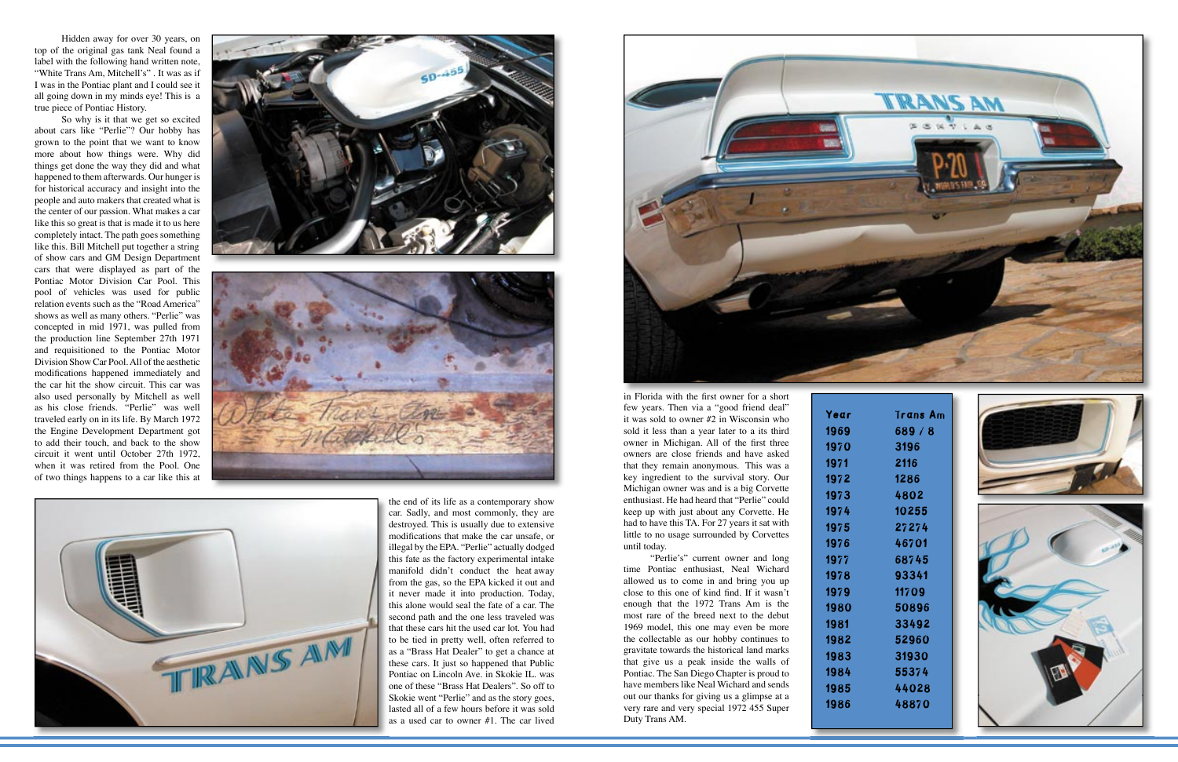Hidden away for over 30 years, on top of the original gas tank Neal found a label with the following hand written note, "White Trans Am, Mitchell's" . It was as if I was in the Pontiac plant and I could see it all going down in my minds eye! This is a true piece of Pontiac History.

So why is it that we get so excited about cars like "Perlie"? Our hobby has grown to the point that we want to know more about how things were. Why did things get done the way they did and what happened to them afterwards. Our hunger is for historical accuracy and insight into the people and auto makers that created what is the center of our passion. What makes a car like this so great is that is made it to us here completely intact. The path goes something like this. Bill Mitchell put together a string of show cars and GM Design Department cars that were displayed as part of the Pontiac Motor Division Car Pool. This pool of vehicles was used for public relation events such as the "Road America" shows as well as many others. "Perlie" was concepted in mid 1971, was pulled from the production line September 27th 1971 and requisitioned to the Pontiac Motor Division Show Car Pool. All of the aesthetic modifications happened immediately and the car hit the show circuit. This car was also used personally by Mitchell as well as his close friends. "Perlie" was well traveled early on in its life. By March 1972 the Engine Development Department got to add their touch, and back to the show circuit it went until October 27th 1972, when it was retired from the Pool. One of two things happens to a car like this at the end of its life as a contemporary show car. Sadly, and most commonly, they are destroyed. This is usually due to extensive modifications that make the car unsafe, or illegal by the EPA. "Perlie" actually dodged this fate as the factory experimental intake manifold didn't conduct the heat away from the gas, so the EPA kicked it out and it never made it into production. Today, this alone would seal the fate of a car. The second path and the one less traveled was that these cars hit the used car lot. You had to be tied in pretty well, often referred to as a "Brass Hat Dealer" to get a chance at these cars. It just so happened that Public Pontiac on Lincoln Ave. in Skokie IL. was one of these "Brass Hat Dealers". So off to Skokie went "Perlie" and as the story goes, lasted all of a few hours before it was sold as a used car to owner #1. The car lived in Florida with the first owner for a short few years. Then via a "good friend deal" it was sold to owner #2 in Wisconsin who sold it less than a year later to a its third owner in Michigan. All of the first three owners are close friends and have asked that they remain anonymous. This was a key ingredient to the survival story. Our Michigan owner was and is a big Corvette enthusiast. He had heard that "Perlie" could keep up with just about any Corvette. He had to have this TA. For 27 years it sat with little to no usage surrounded by Corvettes until today.

"Perlie's" current owner and long time Pontiac enthusiast, Neal Wichard allowed us to come in and bring you up close to this one of kind find. If it wasn't enough that the 1972 Trans Am is the most rare of the breed next to the debut 1969 model, this one may even be more the collectable as our hobby continues to gravitate towards the historical land marks that give us a peak inside the walls of Pontiac. The San Diego Chapter is proud to have members like Neal Wichard and sends out our thanks for giving us a glimpse at a very rare and very special 1972 455 Super Duty Trans AM.

| Year | Trans Am |
|---|---|
| 1969 | 689 / 8 |
| 1970 | 3196 |
| 1971 | 2116 |
| 1972 | 1286 |
| 1973 | 4802 |
| 1974 | 10255 |
| 1975 | 27274 |
| 1976 | 46701 |
| 1977 | 68745 |
| 1978 | 93341 |
| 1979 | 11709 |
| 1980 | 50896 |
| 1981 | 33492 |
| 1982 | 52960 |
| 1983 | 31930 |
| 1984 | 55374 |
| 1985 | 44028 |
| 1986 | 48870 |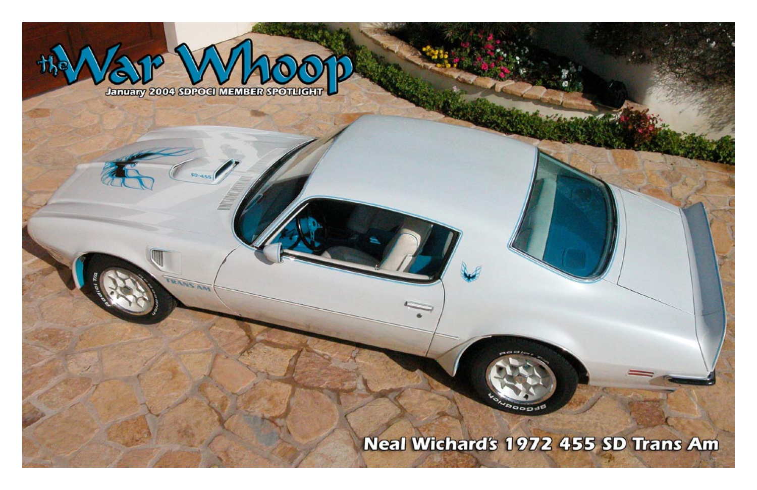# the War Whoop

January 2004 SDPOCI MEMBER SPOTLIGHT

Neal Wichard's 1972 455 SD Trans Am